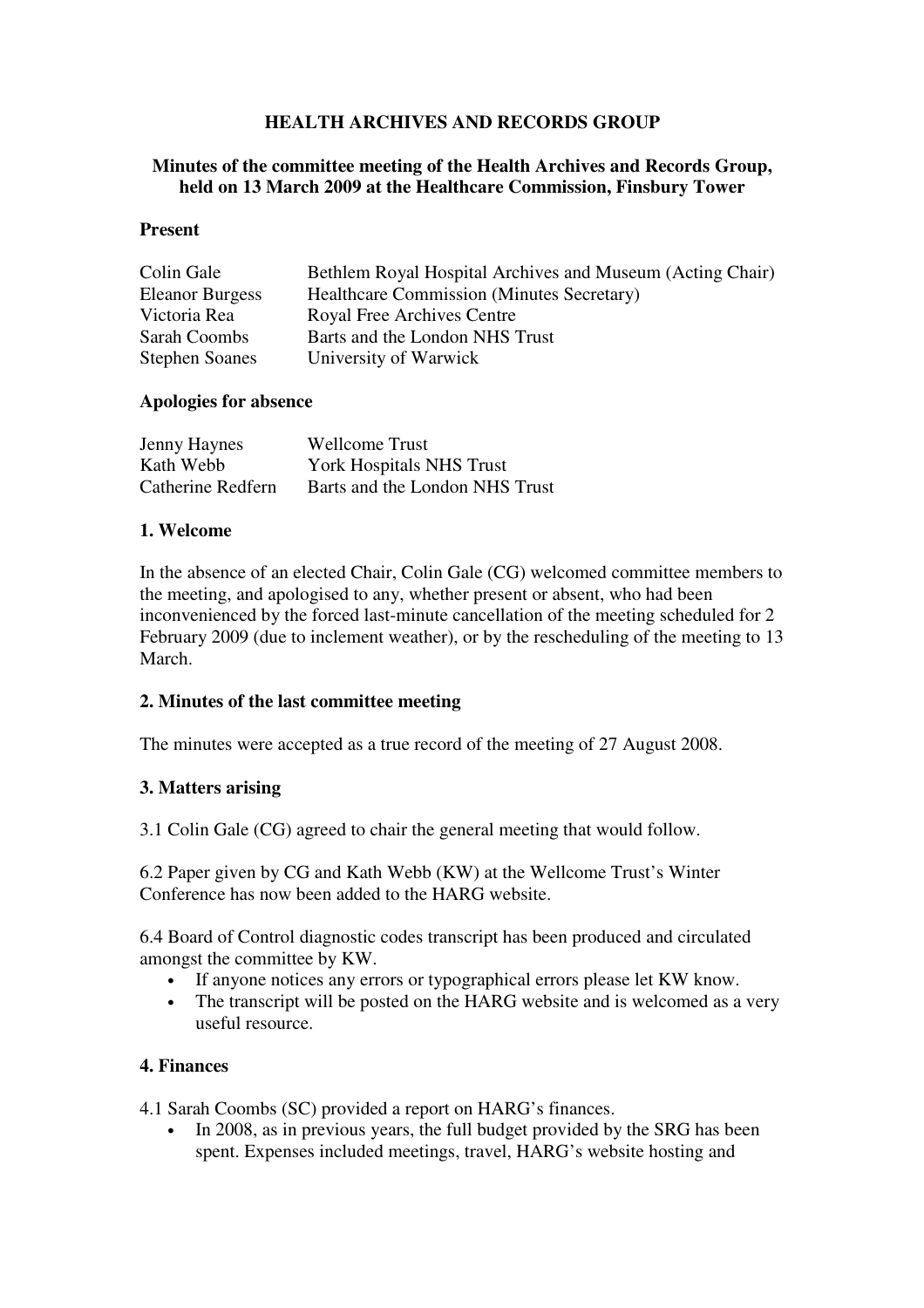# HEALTH ARCHIVES AND RECORDS GROUP

**Minutes of the committee meeting of the Health Archives and Records Group, held on 13 March 2009 at the Healthcare Commission, Finsbury Tower**

**Present**

| | |
|---|---|
| Colin Gale | Bethlem Royal Hospital Archives and Museum (Acting Chair) |
| Eleanor Burgess | Healthcare Commission (Minutes Secretary) |
| Victoria Rea | Royal Free Archives Centre |
| Sarah Coombs | Barts and the London NHS Trust |
| Stephen Soanes | University of Warwick |

**Apologies for absence**

| | |
|---|---|
| Jenny Haynes | Wellcome Trust |
| Kath Webb | York Hospitals NHS Trust |
| Catherine Redfern | Barts and the London NHS Trust |

**1. Welcome**

In the absence of an elected Chair, Colin Gale (CG) welcomed committee members to the meeting, and apologised to any, whether present or absent, who had been inconvenienced by the forced last-minute cancellation of the meeting scheduled for 2 February 2009 (due to inclement weather), or by the rescheduling of the meeting to 13 March.

**2. Minutes of the last committee meeting**

The minutes were accepted as a true record of the meeting of 27 August 2008.

**3. Matters arising**

3.1 Colin Gale (CG) agreed to chair the general meeting that would follow.

6.2 Paper given by CG and Kath Webb (KW) at the Wellcome Trust's Winter Conference has now been added to the HARG website.

6.4 Board of Control diagnostic codes transcript has been produced and circulated amongst the committee by KW.

- If anyone notices any errors or typographical errors please let KW know.
- The transcript will be posted on the HARG website and is welcomed as a very useful resource.

**4. Finances**

4.1 Sarah Coombs (SC) provided a report on HARG's finances.

- In 2008, as in previous years, the full budget provided by the SRG has been spent. Expenses included meetings, travel, HARG's website hosting and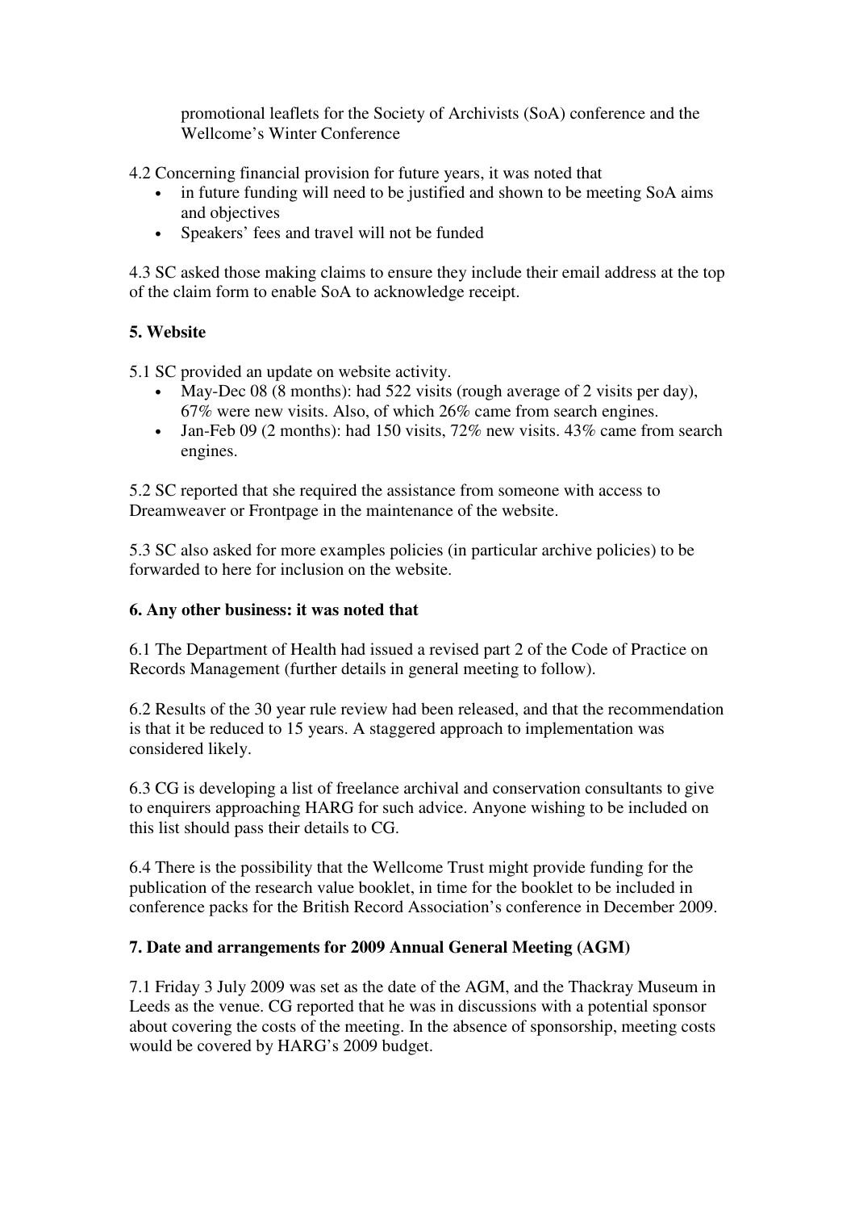promotional leaflets for the Society of Archivists (SoA) conference and the Wellcome's Winter Conference

4.2 Concerning financial provision for future years, it was noted that

- in future funding will need to be justified and shown to be meeting SoA aims and objectives
- Speakers' fees and travel will not be funded

4.3 SC asked those making claims to ensure they include their email address at the top of the claim form to enable SoA to acknowledge receipt.

**5. Website**

5.1 SC provided an update on website activity.

- May-Dec 08 (8 months): had 522 visits (rough average of 2 visits per day), 67% were new visits. Also, of which 26% came from search engines.
- Jan-Feb 09 (2 months): had 150 visits, 72% new visits. 43% came from search engines.

5.2 SC reported that she required the assistance from someone with access to Dreamweaver or Frontpage in the maintenance of the website.

5.3 SC also asked for more examples policies (in particular archive policies) to be forwarded to here for inclusion on the website.

**6. Any other business: it was noted that**

6.1 The Department of Health had issued a revised part 2 of the Code of Practice on Records Management (further details in general meeting to follow).

6.2 Results of the 30 year rule review had been released, and that the recommendation is that it be reduced to 15 years. A staggered approach to implementation was considered likely.

6.3 CG is developing a list of freelance archival and conservation consultants to give to enquirers approaching HARG for such advice. Anyone wishing to be included on this list should pass their details to CG.

6.4 There is the possibility that the Wellcome Trust might provide funding for the publication of the research value booklet, in time for the booklet to be included in conference packs for the British Record Association's conference in December 2009.

**7. Date and arrangements for 2009 Annual General Meeting (AGM)**

7.1 Friday 3 July 2009 was set as the date of the AGM, and the Thackray Museum in Leeds as the venue. CG reported that he was in discussions with a potential sponsor about covering the costs of the meeting. In the absence of sponsorship, meeting costs would be covered by HARG's 2009 budget.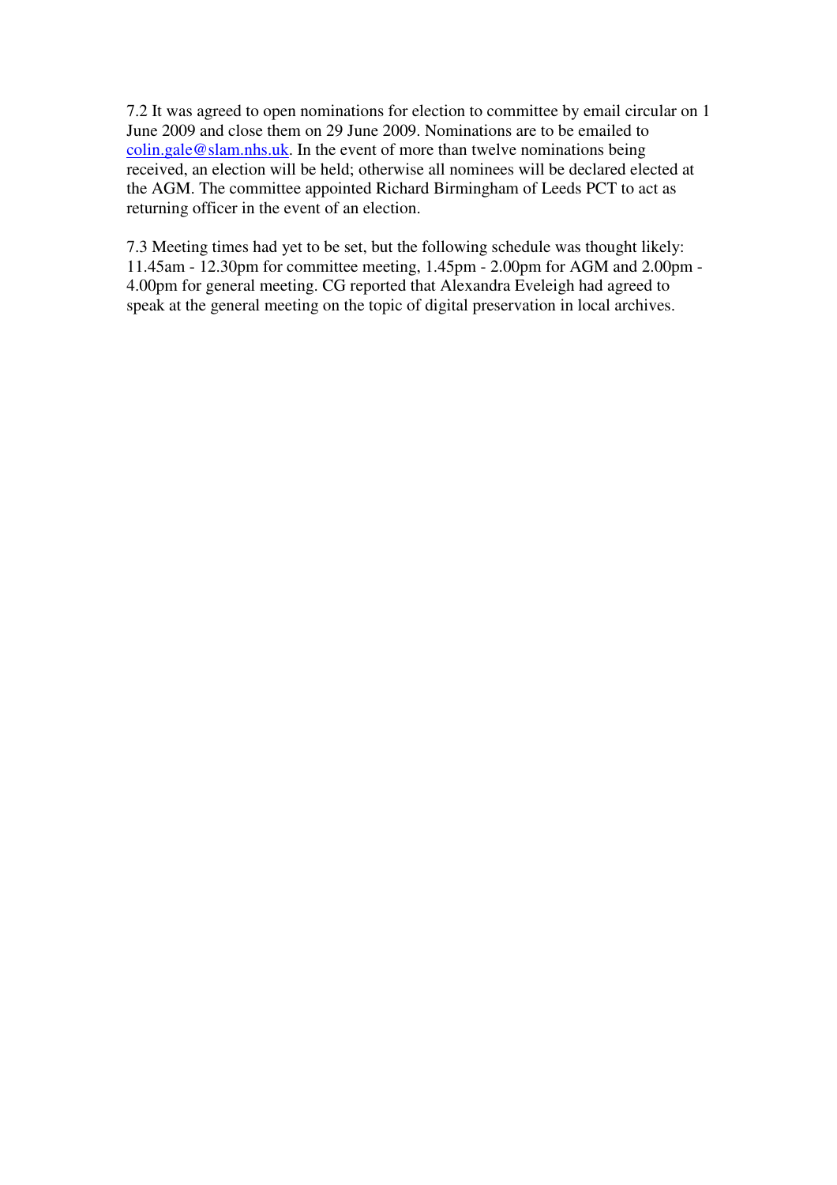7.2 It was agreed to open nominations for election to committee by email circular on 1 June 2009 and close them on 29 June 2009. Nominations are to be emailed to colin.gale@slam.nhs.uk. In the event of more than twelve nominations being received, an election will be held; otherwise all nominees will be declared elected at the AGM. The committee appointed Richard Birmingham of Leeds PCT to act as returning officer in the event of an election.

7.3 Meeting times had yet to be set, but the following schedule was thought likely: 11.45am - 12.30pm for committee meeting, 1.45pm - 2.00pm for AGM and 2.00pm - 4.00pm for general meeting. CG reported that Alexandra Eveleigh had agreed to speak at the general meeting on the topic of digital preservation in local archives.